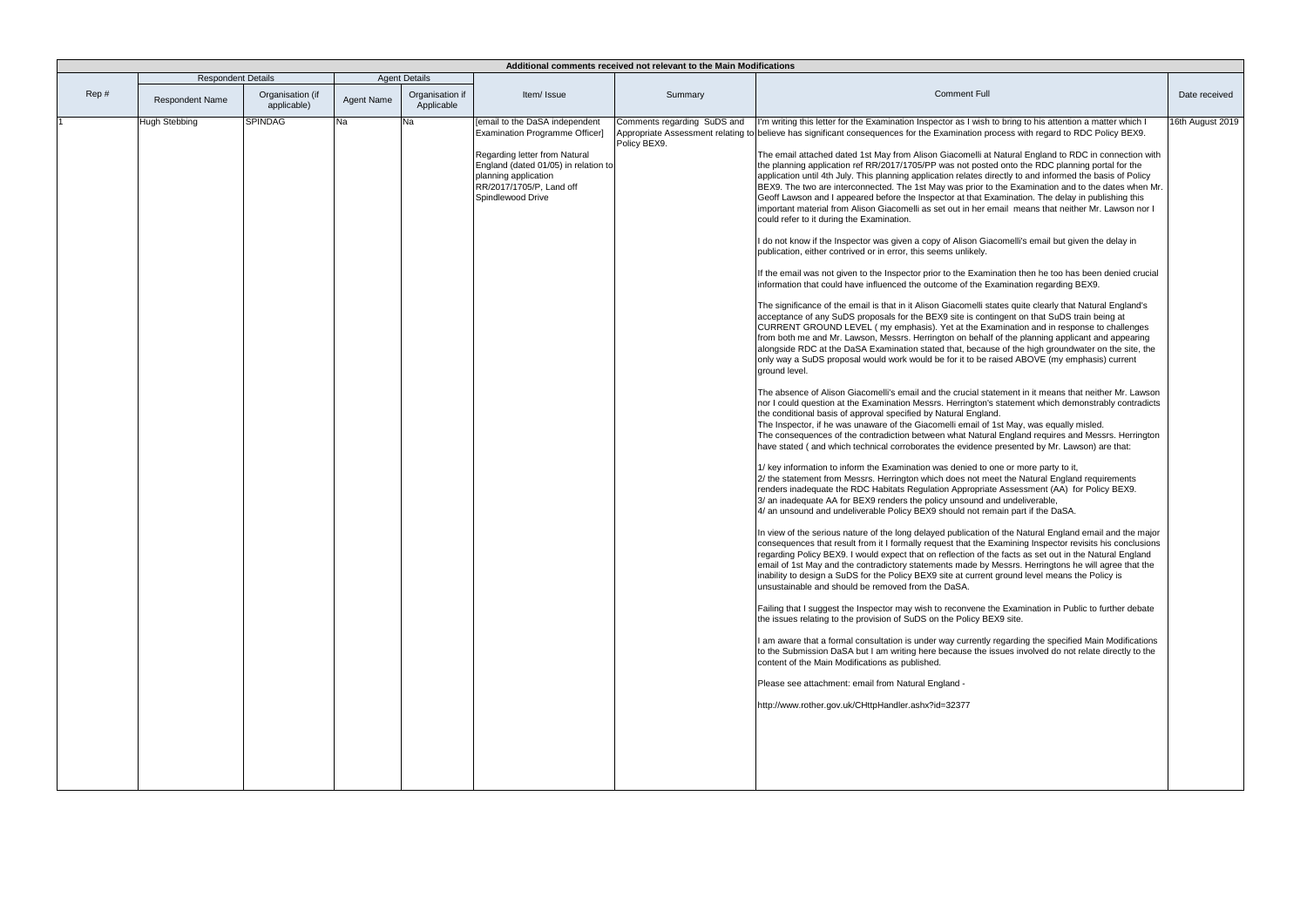**Additional comments received not relevant to the Main Modifications**

| Rep # | Respondent Details | | Agent Details | | Item/ Issue | Summary | Comment Full | Date received |
|---|---|---|---|---|---|---|---|---|
| | Respondent Name | Organisation (if applicable) | Agent Name | Organisation if Applicable | | | | |
| 1 | Hugh Stebbing | SPINDAG | Na | Na | [email to the DaSA independent Examination Programme Officer]<br><br>Regarding letter from Natural England (dated 01/05) in relation to planning application RR/2017/1705/P, Land off Spindlewood Drive | Comments regarding SuDS and Appropriate Assessment relating to Policy BEX9. | I'm writing this letter for the Examination Inspector as I wish to bring to his attention a matter which I believe has significant consequences for the Examination process with regard to RDC Policy BEX9.<br><br>The email attached dated 1st May from Alison Giacomelli at Natural England to RDC in connection with the planning application ref RR/2017/1705/PP was not posted onto the RDC planning portal for the application until 4th July. This planning application relates directly to and informed the basis of Policy BEX9. The two are interconnected. The 1st May was prior to the Examination and to the dates when Mr. Geoff Lawson and I appeared before the Inspector at that Examination. The delay in publishing this important material from Alison Giacomelli as set out in her email means that neither Mr. Lawson nor I could refer to it during the Examination.<br><br>I do not know if the Inspector was given a copy of Alison Giacomelli's email but given the delay in publication, either contrived or in error, this seems unlikely.<br><br>If the email was not given to the Inspector prior to the Examination then he too has been denied crucial information that could have influenced the outcome of the Examination regarding BEX9.<br><br>The significance of the email is that in it Alison Giacomelli states quite clearly that Natural England's acceptance of any SuDS proposals for the BEX9 site is contingent on that SuDS train being at CURRENT GROUND LEVEL ( my emphasis). Yet at the Examination and in response to challenges from both me and Mr. Lawson, Messrs. Herrington on behalf of the planning applicant and appearing alongside RDC at the DaSA Examination stated that, because of the high groundwater on the site, the only way a SuDS proposal would work would be for it to be raised ABOVE (my emphasis) current ground level.<br><br>The absence of Alison Giacomelli's email and the crucial statement in it means that neither Mr. Lawson nor I could question at the Examination Messrs. Herrington's statement which demonstrably contradicts the conditional basis of approval specified by Natural England.<br>The Inspector, if he was unaware of the Giacomelli email of 1st May, was equally misled.<br>The consequences of the contradiction between what Natural England requires and Messrs. Herrington have stated ( and which technical corroborates the evidence presented by Mr. Lawson) are that:<br><br>1/ key information to inform the Examination was denied to one or more party to it,<br>2/ the statement from Messrs. Herrington which does not meet the Natural England requirements renders inadequate the RDC Habitats Regulation Appropriate Assessment (AA) for Policy BEX9.<br>3/ an inadequate AA for BEX9 renders the policy unsound and undeliverable,<br>4/ an unsound and undeliverable Policy BEX9 should not remain part if the DaSA.<br><br>In view of the serious nature of the long delayed publication of the Natural England email and the major consequences that result from it I formally request that the Examining Inspector revisits his conclusions regarding Policy BEX9. I would expect that on reflection of the facts as set out in the Natural England email of 1st May and the contradictory statements made by Messrs. Herringtons he will agree that the inability to design a SuDS for the Policy BEX9 site at current ground level means the Policy is unsustainable and should be removed from the DaSA.<br><br>Failing that I suggest the Inspector may wish to reconvene the Examination in Public to further debate the issues relating to the provision of SuDS on the Policy BEX9 site.<br><br>I am aware that a formal consultation is under way currently regarding the specified Main Modifications to the Submission DaSA but I am writing here because the issues involved do not relate directly to the content of the Main Modifications as published.<br><br>Please see attachment: email from Natural England -<br><br>http://www.rother.gov.uk/CHttpHandler.ashx?id=32377 | 16th August 2019 |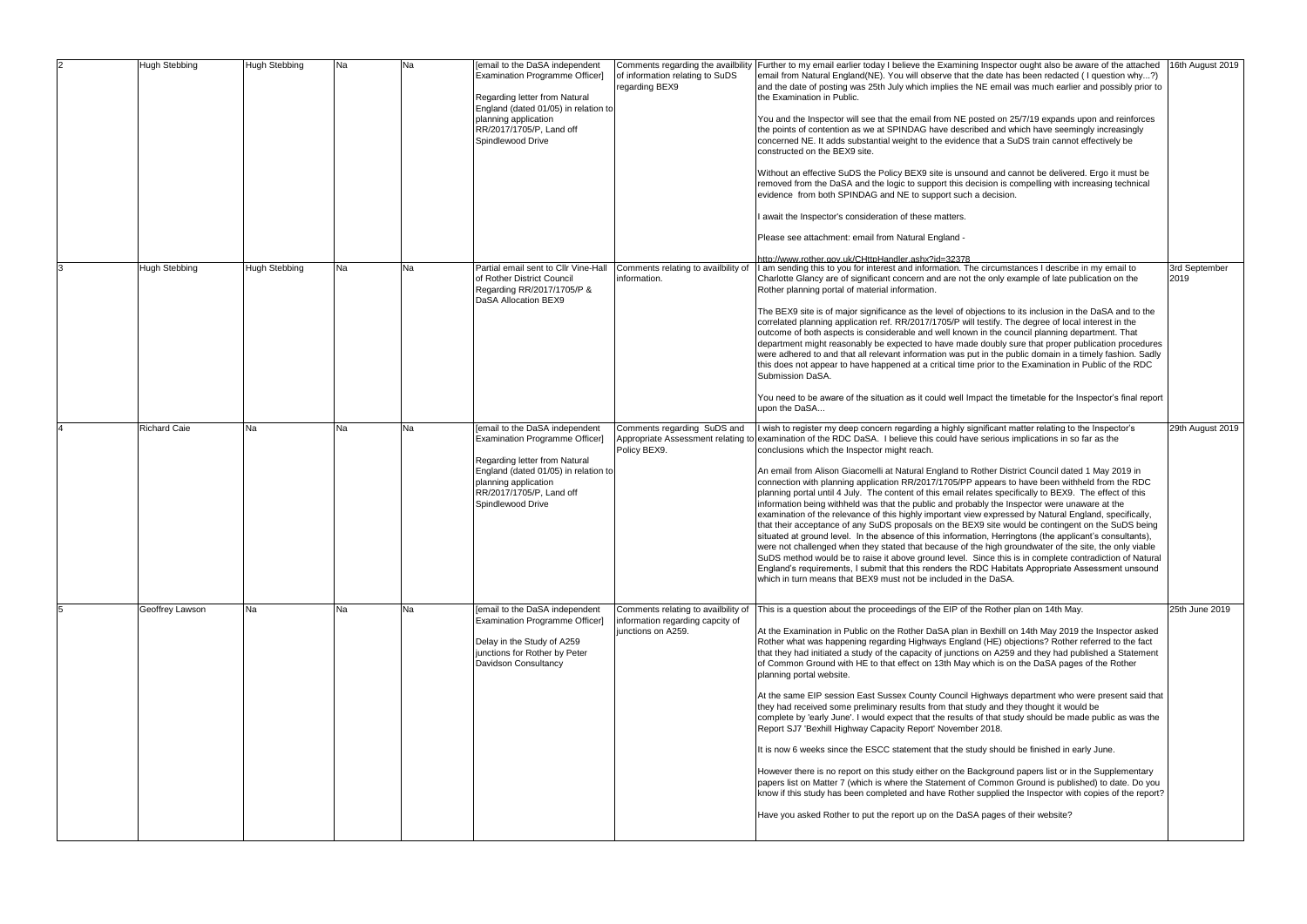| 2 | Hugh Stebbing | Hugh Stebbing | Na | Na | [email to the DaSA independent Examination Programme Officer]<br><br>Regarding letter from Natural England (dated 01/05) in relation to planning application RR/2017/1705/P, Land off Spindlewood Drive | Comments regarding the availbility of information relating to SuDS regarding BEX9 | Further to my email earlier today I believe the Examining Inspector ought also be aware of the attached email from Natural England(NE). You will observe that the date has been redacted ( I question why...?) and the date of posting was 25th July which implies the NE email was much earlier and possibly prior to the Examination in Public.<br><br>You and the Inspector will see that the email from NE posted on 25/7/19 expands upon and reinforces the points of contention as we at SPINDAG have described and which have seemingly increasingly concerned NE. It adds substantial weight to the evidence that a SuDS train cannot effectively be constructed on the BEX9 site.<br><br>Without an effective SuDS the Policy BEX9 site is unsound and cannot be delivered. Ergo it must be removed from the DaSA and the logic to support this decision is compelling with increasing technical evidence from both SPINDAG and NE to support such a decision.<br><br>I await the Inspector's consideration of these matters.<br><br>Please see attachment: email from Natural England -<br><br>http://www.rother.gov.uk/CHttpHandler.ashx?id=32378 | 16th August 2019 |
|---|---|---|---|---|---|---|---|---|
| 3 | Hugh Stebbing | Hugh Stebbing | Na | Na | Partial email sent to Cllr Vine-Hall of Rother District Council Regarding RR/2017/1705/P & DaSA Allocation BEX9 | Comments relating to availbility of information. | I am sending this to you for interest and information. The circumstances I describe in my email to Charlotte Glancy are of significant concern and are not the only example of late publication on the Rother planning portal of material information.<br><br>The BEX9 site is of major significance as the level of objections to its inclusion in the DaSA and to the correlated planning application ref. RR/2017/1705/P will testify. The degree of local interest in the outcome of both aspects is considerable and well known in the council planning department. That department might reasonably be expected to have made doubly sure that proper publication procedures were adhered to and that all relevant information was put in the public domain in a timely fashion. Sadly this does not appear to have happened at a critical time prior to the Examination in Public of the RDC Submission DaSA.<br><br>You need to be aware of the situation as it could well Impact the timetable for the Inspector's final report upon the DaSA... | 3rd September 2019 |
| 4 | Richard Caie | Na | Na | Na | [email to the DaSA independent Examination Programme Officer]<br><br>Regarding letter from Natural England (dated 01/05) in relation to planning application RR/2017/1705/P, Land off Spindlewood Drive | Comments regarding SuDS and Appropriate Assessment relating to Policy BEX9. | I wish to register my deep concern regarding a highly significant matter relating to the Inspector's examination of the RDC DaSA. I believe this could have serious implications in so far as the conclusions which the Inspector might reach.<br><br>An email from Alison Giacomelli at Natural England to Rother District Council dated 1 May 2019 in connection with planning application RR/2017/1705/PP appears to have been withheld from the RDC planning portal until 4 July. The content of this email relates specifically to BEX9. The effect of this information being withheld was that the public and probably the Inspector were unaware at the examination of the relevance of this highly important view expressed by Natural England, specifically, that their acceptance of any SuDS proposals on the BEX9 site would be contingent on the SuDS being situated at ground level. In the absence of this information, Herringtons (the applicant's consultants), were not challenged when they stated that because of the high groundwater of the site, the only viable SuDS method would be to raise it above ground level. Since this is in complete contradiction of Natural England's requirements, I submit that this renders the RDC Habitats Appropriate Assessment unsound which in turn means that BEX9 must not be included in the DaSA. | 29th August 2019 |
| 5 | Geoffrey Lawson | Na | Na | Na | [email to the DaSA independent Examination Programme Officer]<br><br>Delay in the Study of A259 junctions for Rother by Peter Davidson Consultancy | Comments relating to availbility of information regarding capcity of junctions on A259. | This is a question about the proceedings of the EIP of the Rother plan on 14th May.<br><br>At the Examination in Public on the Rother DaSA plan in Bexhill on 14th May 2019 the Inspector asked Rother what was happening regarding Highways England (HE) objections? Rother referred to the fact that they had initiated a study of the capacity of junctions on A259 and they had published a Statement of Common Ground with HE to that effect on 13th May which is on the DaSA pages of the Rother planning portal website.<br><br>At the same EIP session East Sussex County Council Highways department who were present said that they had received some preliminary results from that study and they thought it would be complete by 'early June'. I would expect that the results of that study should be made public as was the Report SJ7 'Bexhill Highway Capacity Report' November 2018.<br><br>It is now 6 weeks since the ESCC statement that the study should be finished in early June.<br><br>However there is no report on this study either on the Background papers list or in the Supplementary papers list on Matter 7 (which is where the Statement of Common Ground is published) to date. Do you know if this study has been completed and have Rother supplied the Inspector with copies of the report?<br><br>Have you asked Rother to put the report up on the DaSA pages of their website? | 25th June 2019 |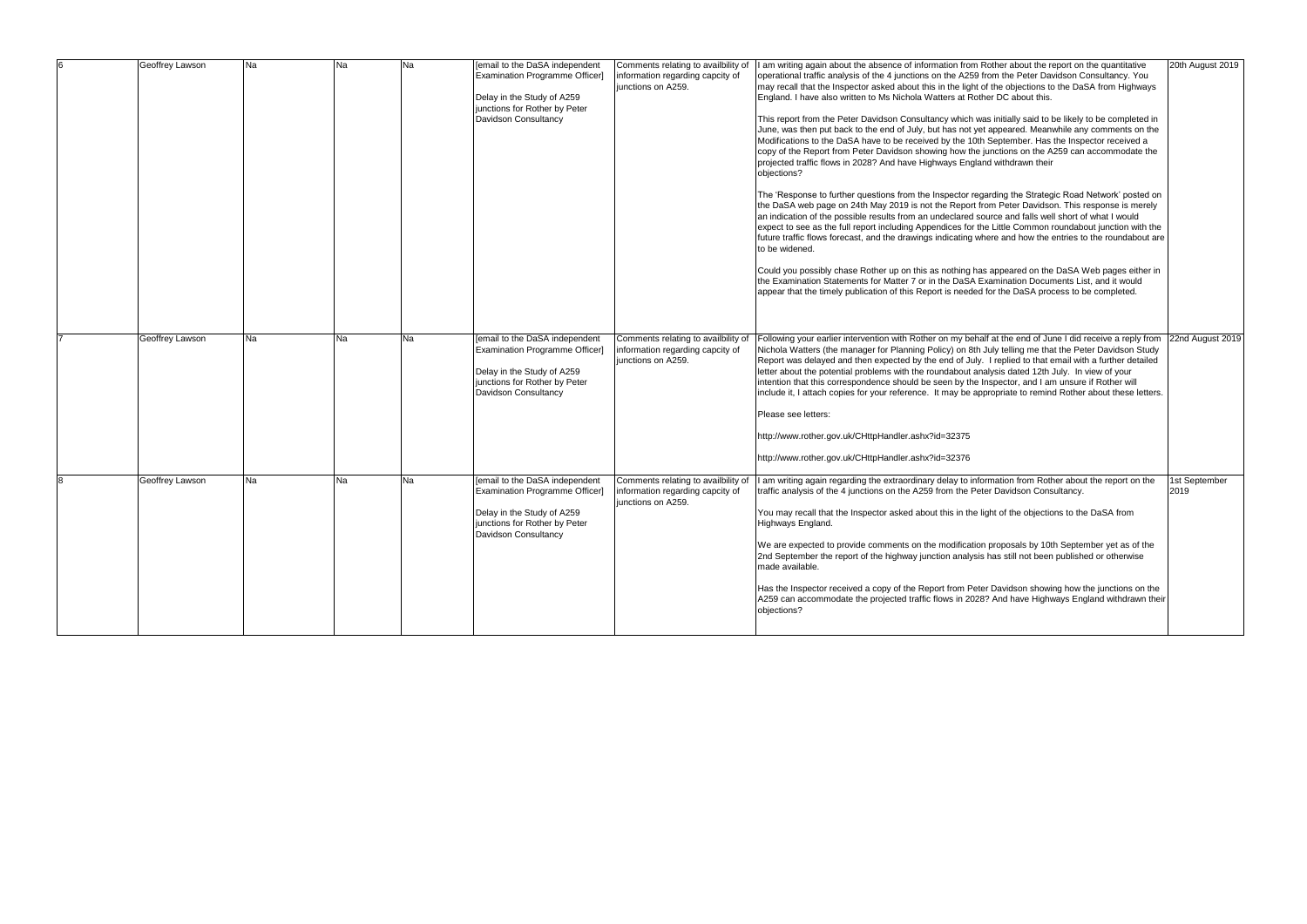| 6 | Geoffrey Lawson | Na | Na | Na | [email to the DaSA independent Examination Programme Officer]<br><br>Delay in the Study of A259 junctions for Rother by Peter Davidson Consultancy | Comments relating to availbility of information regarding capcity of junctions on A259. | I am writing again about the absence of information from Rother about the report on the quantitative operational traffic analysis of the 4 junctions on the A259 from the Peter Davidson Consultancy. You may recall that the Inspector asked about this in the light of the objections to the DaSA from Highways England. I have also written to Ms Nichola Watters at Rother DC about this.<br><br>This report from the Peter Davidson Consultancy which was initially said to be likely to be completed in June, was then put back to the end of July, but has not yet appeared. Meanwhile any comments on the Modifications to the DaSA have to be received by the 10th September. Has the Inspector received a copy of the Report from Peter Davidson showing how the junctions on the A259 can accommodate the projected traffic flows in 2028? And have Highways England withdrawn their objections?<br><br>The 'Response to further questions from the Inspector regarding the Strategic Road Network' posted on the DaSA web page on 24th May 2019 is not the Report from Peter Davidson. This response is merely an indication of the possible results from an undeclared source and falls well short of what I would expect to see as the full report including Appendices for the Little Common roundabout junction with the future traffic flows forecast, and the drawings indicating where and how the entries to the roundabout are to be widened.<br><br>Could you possibly chase Rother up on this as nothing has appeared on the DaSA Web pages either in the Examination Statements for Matter 7 or in the DaSA Examination Documents List, and it would appear that the timely publication of this Report is needed for the DaSA process to be completed. | 20th August 2019 |
|---|---|---|---|---|---|---|---|---|
| 7 | Geoffrey Lawson | Na | Na | Na | [email to the DaSA independent Examination Programme Officer]<br><br>Delay in the Study of A259 junctions for Rother by Peter Davidson Consultancy | Comments relating to availbility of information regarding capcity of junctions on A259. | Following your earlier intervention with Rother on my behalf at the end of June I did receive a reply from Nichola Watters (the manager for Planning Policy) on 8th July telling me that the Peter Davidson Study Report was delayed and then expected by the end of July. I replied to that email with a further detailed letter about the potential problems with the roundabout analysis dated 12th July. In view of your intention that this correspondence should be seen by the Inspector, and I am unsure if Rother will include it, I attach copies for your reference. It may be appropriate to remind Rother about these letters.<br><br>Please see letters:<br><br>http://www.rother.gov.uk/CHttpHandler.ashx?id=32375<br><br>http://www.rother.gov.uk/CHttpHandler.ashx?id=32376 | 22nd August 2019 |
| 8 | Geoffrey Lawson | Na | Na | Na | [email to the DaSA independent Examination Programme Officer]<br><br>Delay in the Study of A259 junctions for Rother by Peter Davidson Consultancy | Comments relating to availbility of information regarding capcity of junctions on A259. | I am writing again regarding the extraordinary delay to information from Rother about the report on the traffic analysis of the 4 junctions on the A259 from the Peter Davidson Consultancy.<br><br>You may recall that the Inspector asked about this in the light of the objections to the DaSA from Highways England.<br><br>We are expected to provide comments on the modification proposals by 10th September yet as of the 2nd September the report of the highway junction analysis has still not been published or otherwise made available.<br><br>Has the Inspector received a copy of the Report from Peter Davidson showing how the junctions on the A259 can accommodate the projected traffic flows in 2028? And have Highways England withdrawn their objections? | 1st September 2019 |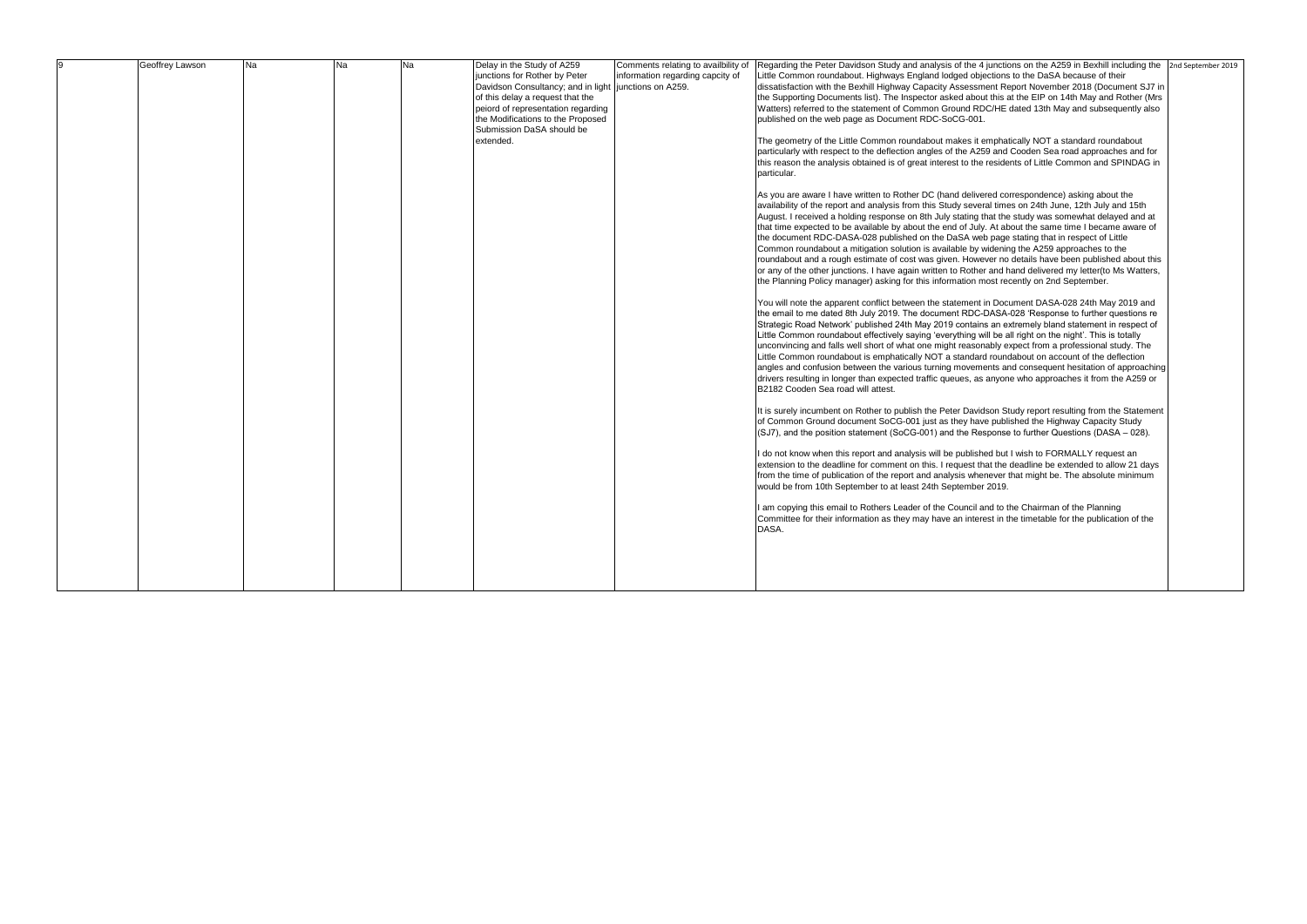| | | | | | | | |
|---|---|---|---|---|---|---|---|
| 9 | Geoffrey Lawson | Na | Na | Na | Delay in the Study of A259 junctions for Rother by Peter Davidson Consultancy; and in light of this delay a request that the peiord of representation regarding the Modifications to the Proposed Submission DaSA should be extended. | Comments relating to availbility of information regarding capcity of junctions on A259. | Regarding the Peter Davidson Study and analysis of the 4 junctions on the A259 in Bexhill including the Little Common roundabout. Highways England lodged objections to the DaSA because of their dissatisfaction with the Bexhill Highway Capacity Assessment Report November 2018 (Document SJ7 in the Supporting Documents list). The Inspector asked about this at the EIP on 14th May and Rother (Mrs Watters) referred to the statement of Common Ground RDC/HE dated 13th May and subsequently also published on the web page as Document RDC-SoCG-001.<br><br>The geometry of the Little Common roundabout makes it emphatically NOT a standard roundabout particularly with respect to the deflection angles of the A259 and Cooden Sea road approaches and for this reason the analysis obtained is of great interest to the residents of Little Common and SPINDAG in particular.<br><br>As you are aware I have written to Rother DC (hand delivered correspondence) asking about the availability of the report and analysis from this Study several times on 24th June, 12th July and 15th August. I received a holding response on 8th July stating that the study was somewhat delayed and at that time expected to be available by about the end of July. At about the same time I became aware of the document RDC-DASA-028 published on the DaSA web page stating that in respect of Little Common roundabout a mitigation solution is available by widening the A259 approaches to the roundabout and a rough estimate of cost was given. However no details have been published about this or any of the other junctions. I have again written to Rother and hand delivered my letter(to Ms Watters, the Planning Policy manager) asking for this information most recently on 2nd September.<br><br>You will note the apparent conflict between the statement in Document DASA-028 24th May 2019 and the email to me dated 8th July 2019. The document RDC-DASA-028 'Response to further questions re Strategic Road Network' published 24th May 2019 contains an extremely bland statement in respect of Little Common roundabout effectively saying 'everything will be all right on the night'. This is totally unconvincing and falls well short of what one might reasonably expect from a professional study. The Little Common roundabout is emphatically NOT a standard roundabout on account of the deflection angles and confusion between the various turning movements and consequent hesitation of approaching drivers resulting in longer than expected traffic queues, as anyone who approaches it from the A259 or B2182 Cooden Sea road will attest.<br><br>It is surely incumbent on Rother to publish the Peter Davidson Study report resulting from the Statement of Common Ground document SoCG-001 just as they have published the Highway Capacity Study (SJ7), and the position statement (SoCG-001) and the Response to further Questions (DASA – 028).<br><br>I do not know when this report and analysis will be published but I wish to FORMALLY request an extension to the deadline for comment on this. I request that the deadline be extended to allow 21 days from the time of publication of the report and analysis whenever that might be. The absolute minimum would be from 10th September to at least 24th September 2019.<br><br>I am copying this email to Rothers Leader of the Council and to the Chairman of the Planning Committee for their information as they may have an interest in the timetable for the publication of the DASA. | 2nd September 2019 |